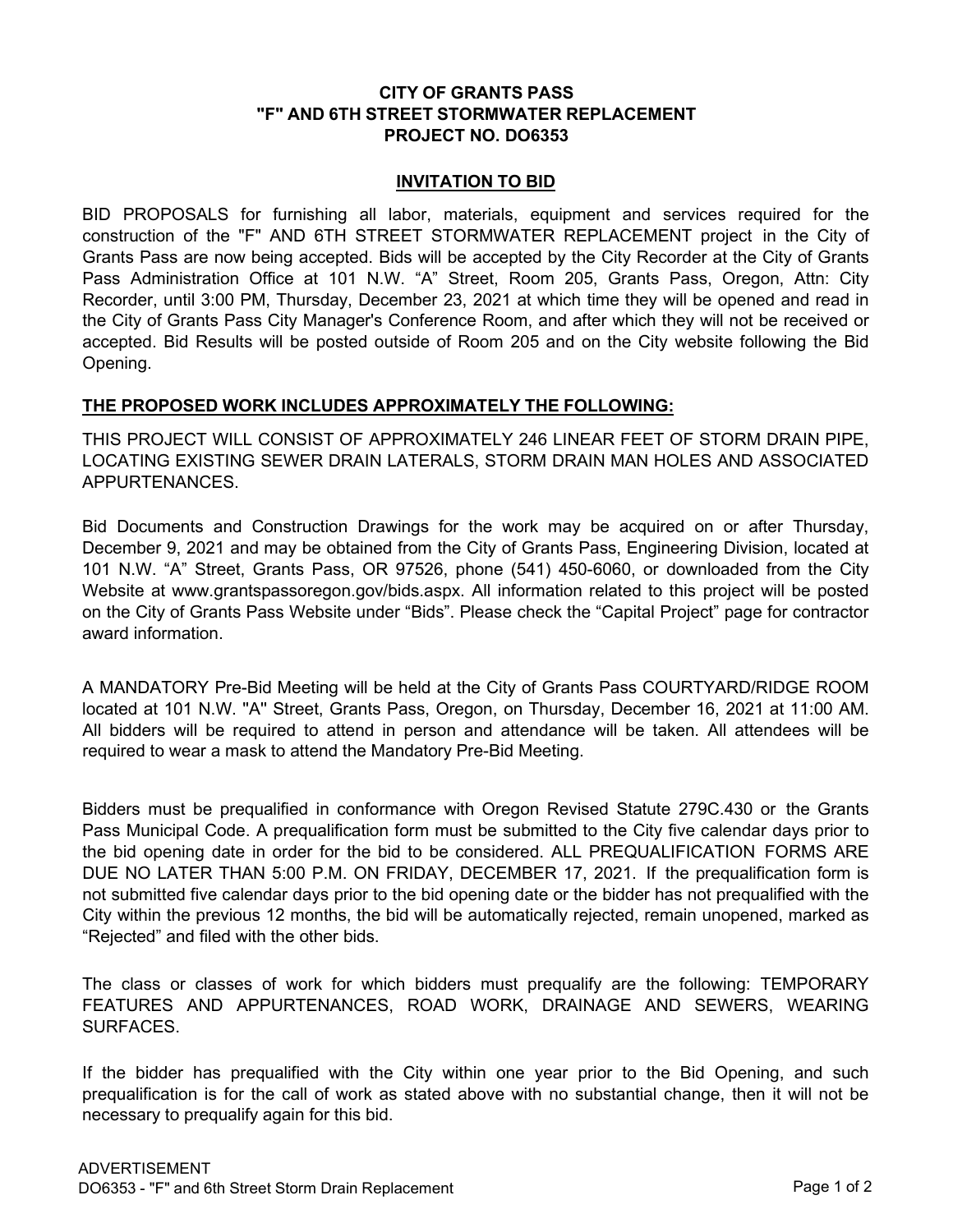# CITY OF GRANTS PASS
# "F" AND 6TH STREET STORMWATER REPLACEMENT
# PROJECT NO. DO6353

## INVITATION TO BID

BID PROPOSALS for furnishing all labor, materials, equipment and services required for the construction of the "F" AND 6TH STREET STORMWATER REPLACEMENT project in the City of Grants Pass are now being accepted. Bids will be accepted by the City Recorder at the City of Grants Pass Administration Office at 101 N.W. "A" Street, Room 205, Grants Pass, Oregon, Attn: City Recorder, until 3:00 PM, Thursday, December 23, 2021 at which time they will be opened and read in the City of Grants Pass City Manager's Conference Room, and after which they will not be received or accepted. Bid Results will be posted outside of Room 205 and on the City website following the Bid Opening.

**THE PROPOSED WORK INCLUDES APPROXIMATELY THE FOLLOWING:**

THIS PROJECT WILL CONSIST OF APPROXIMATELY 246 LINEAR FEET OF STORM DRAIN PIPE, LOCATING EXISTING SEWER DRAIN LATERALS, STORM DRAIN MAN HOLES AND ASSOCIATED APPURTENANCES.

Bid Documents and Construction Drawings for the work may be acquired on or after Thursday, December 9, 2021 and may be obtained from the City of Grants Pass, Engineering Division, located at 101 N.W. "A" Street, Grants Pass, OR 97526, phone (541) 450-6060, or downloaded from the City Website at www.grantspassoregon.gov/bids.aspx. All information related to this project will be posted on the City of Grants Pass Website under "Bids". Please check the "Capital Project" page for contractor award information.

A MANDATORY Pre-Bid Meeting will be held at the City of Grants Pass COURTYARD/RIDGE ROOM located at 101 N.W. "A" Street, Grants Pass, Oregon, on Thursday, December 16, 2021 at 11:00 AM. All bidders will be required to attend in person and attendance will be taken. All attendees will be required to wear a mask to attend the Mandatory Pre-Bid Meeting.

Bidders must be prequalified in conformance with Oregon Revised Statute 279C.430 or the Grants Pass Municipal Code. A prequalification form must be submitted to the City five calendar days prior to the bid opening date in order for the bid to be considered. ALL PREQUALIFICATION FORMS ARE DUE NO LATER THAN 5:00 P.M. ON FRIDAY, DECEMBER 17, 2021. If the prequalification form is not submitted five calendar days prior to the bid opening date or the bidder has not prequalified with the City within the previous 12 months, the bid will be automatically rejected, remain unopened, marked as "Rejected" and filed with the other bids.

The class or classes of work for which bidders must prequalify are the following: TEMPORARY FEATURES AND APPURTENANCES, ROAD WORK, DRAINAGE AND SEWERS, WEARING SURFACES.

If the bidder has prequalified with the City within one year prior to the Bid Opening, and such prequalification is for the call of work as stated above with no substantial change, then it will not be necessary to prequalify again for this bid.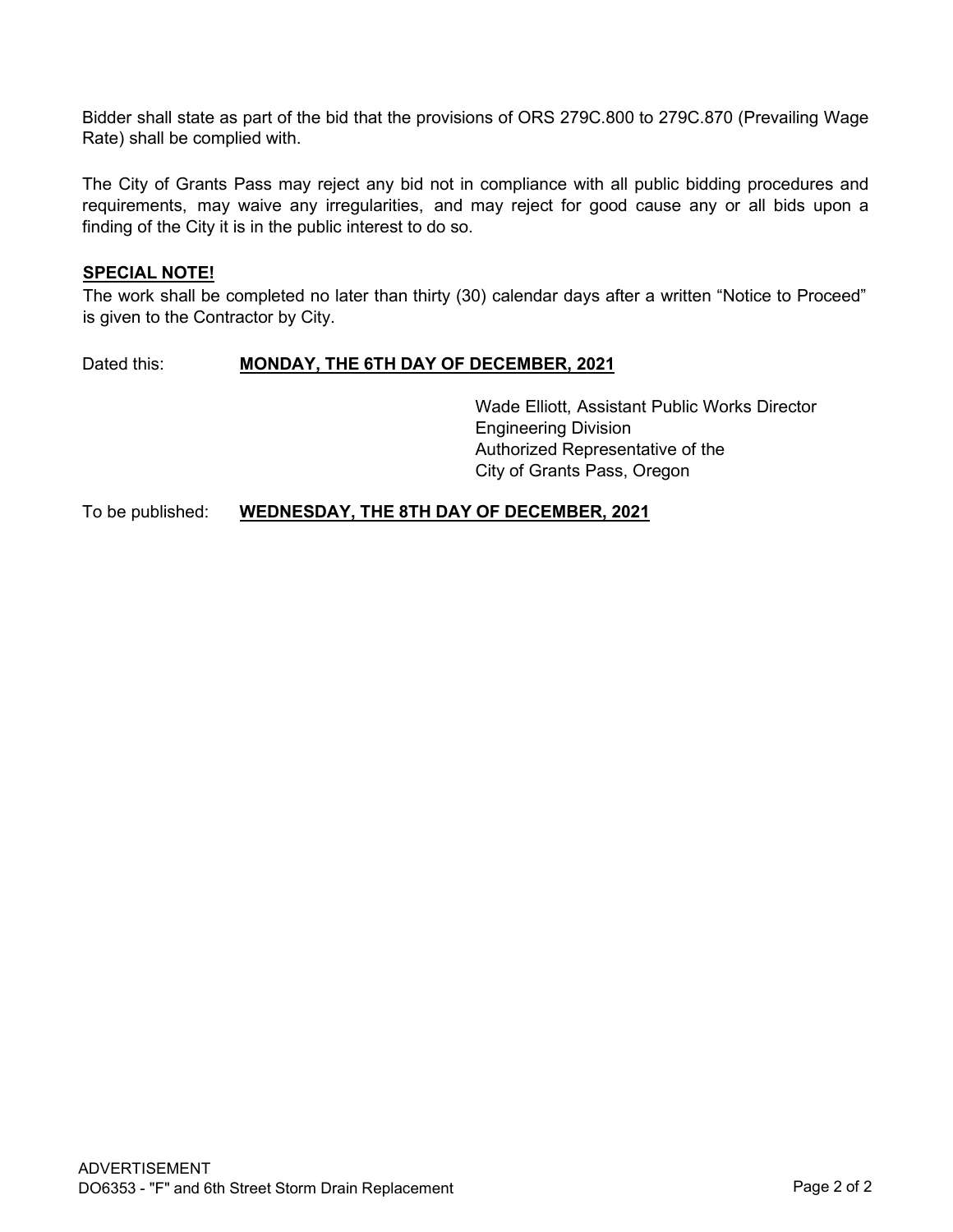Bidder shall state as part of the bid that the provisions of ORS 279C.800 to 279C.870 (Prevailing Wage Rate) shall be complied with.

The City of Grants Pass may reject any bid not in compliance with all public bidding procedures and requirements, may waive any irregularities, and may reject for good cause any or all bids upon a finding of the City it is in the public interest to do so.

**SPECIAL NOTE!**

The work shall be completed no later than thirty (30) calendar days after a written "Notice to Proceed" is given to the Contractor by City.

Dated this: **MONDAY, THE 6TH DAY OF DECEMBER, 2021**

Wade Elliott, Assistant Public Works Director
Engineering Division
Authorized Representative of the
City of Grants Pass, Oregon

To be published: **WEDNESDAY, THE 8TH DAY OF DECEMBER, 2021**